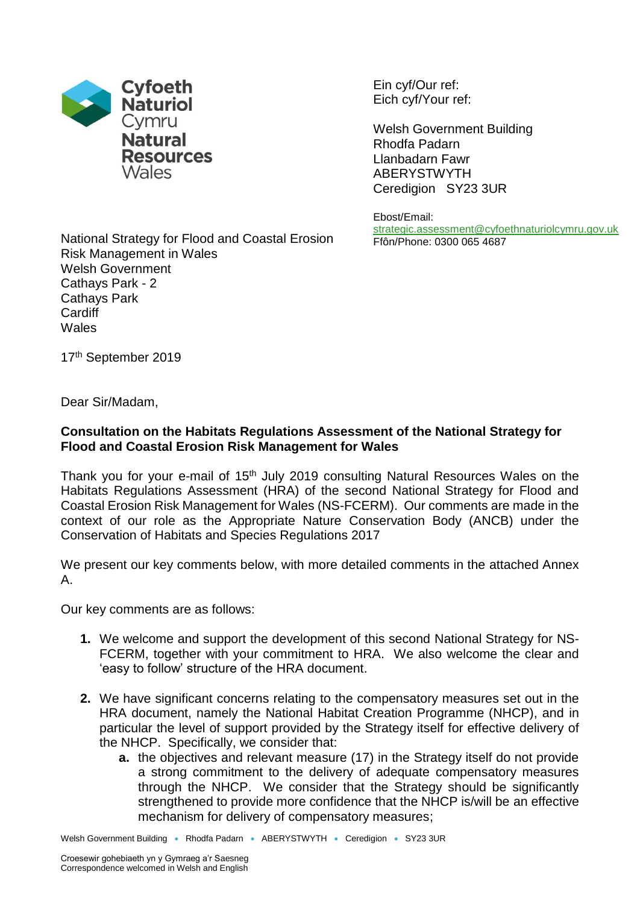Cyfoeth Naturiol Cymru
Natural Resources Wales

Ein cyf/Our ref:
Eich cyf/Your ref:

Welsh Government Building
Rhodfa Padarn
Llanbadarn Fawr
ABERYSTWYTH
Ceredigion SY23 3UR

Ebost/Email:
strategic.assessment@cyfoethnaturiolcymru.gov.uk
Ffôn/Phone: 0300 065 4687

National Strategy for Flood and Coastal Erosion Risk Management in Wales
Welsh Government
Cathays Park - 2
Cathays Park
Cardiff
Wales

17th September 2019

Dear Sir/Madam,

**Consultation on the Habitats Regulations Assessment of the National Strategy for Flood and Coastal Erosion Risk Management for Wales**

Thank you for your e-mail of 15th July 2019 consulting Natural Resources Wales on the Habitats Regulations Assessment (HRA) of the second National Strategy for Flood and Coastal Erosion Risk Management for Wales (NS-FCERM). Our comments are made in the context of our role as the Appropriate Nature Conservation Body (ANCB) under the Conservation of Habitats and Species Regulations 2017

We present our key comments below, with more detailed comments in the attached Annex A.

Our key comments are as follows:

1. We welcome and support the development of this second National Strategy for NS-FCERM, together with your commitment to HRA. We also welcome the clear and 'easy to follow' structure of the HRA document.

2. We have significant concerns relating to the compensatory measures set out in the HRA document, namely the National Habitat Creation Programme (NHCP), and in particular the level of support provided by the Strategy itself for effective delivery of the NHCP. Specifically, we consider that:
   a. the objectives and relevant measure (17) in the Strategy itself do not provide a strong commitment to the delivery of adequate compensatory measures through the NHCP. We consider that the Strategy should be significantly strengthened to provide more confidence that the NHCP is/will be an effective mechanism for delivery of compensatory measures;

Croesewir gohebiaeth yn y Gymraeg a'r Saesneg
Correspondence welcomed in Welsh and English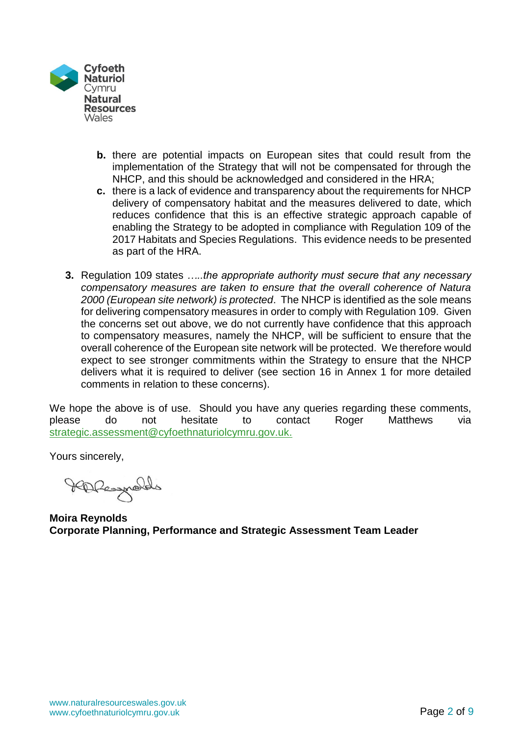b. there are potential impacts on European sites that could result from the implementation of the Strategy that will not be compensated for through the NHCP, and this should be acknowledged and considered in the HRA;
c. there is a lack of evidence and transparency about the requirements for NHCP delivery of compensatory habitat and the measures delivered to date, which reduces confidence that this is an effective strategic approach capable of enabling the Strategy to be adopted in compliance with Regulation 109 of the 2017 Habitats and Species Regulations. This evidence needs to be presented as part of the HRA.

3. Regulation 109 states …*..the appropriate authority must secure that any necessary compensatory measures are taken to ensure that the overall coherence of Natura 2000 (European site network) is protected*. The NHCP is identified as the sole means for delivering compensatory measures in order to comply with Regulation 109. Given the concerns set out above, we do not currently have confidence that this approach to compensatory measures, namely the NHCP, will be sufficient to ensure that the overall coherence of the European site network will be protected. We therefore would expect to see stronger commitments within the Strategy to ensure that the NHCP delivers what it is required to deliver (see section 16 in Annex 1 for more detailed comments in relation to these concerns).

We hope the above is of use. Should you have any queries regarding these comments, please do not hesitate to contact Roger Matthews via strategic.assessment@cyfoethnaturiolcymru.gov.uk.

Yours sincerely,

**Moira Reynolds**
**Corporate Planning, Performance and Strategic Assessment Team Leader**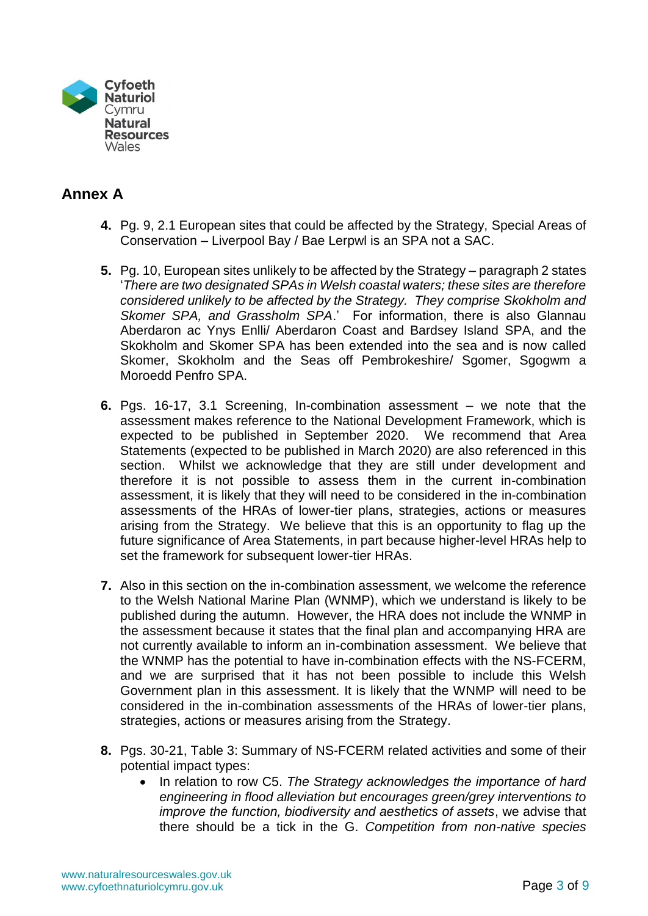## Annex A

4. Pg. 9, 2.1 European sites that could be affected by the Strategy, Special Areas of Conservation – Liverpool Bay / Bae Lerpwl is an SPA not a SAC.

5. Pg. 10, European sites unlikely to be affected by the Strategy – paragraph 2 states '*There are two designated SPAs in Welsh coastal waters; these sites are therefore considered unlikely to be affected by the Strategy. They comprise Skokholm and Skomer SPA, and Grassholm SPA*.' For information, there is also Glannau Aberdaron ac Ynys Enlli/ Aberdaron Coast and Bardsey Island SPA, and the Skokholm and Skomer SPA has been extended into the sea and is now called Skomer, Skokholm and the Seas off Pembrokeshire/ Sgomer, Sgogwm a Moroedd Penfro SPA.

6. Pgs. 16-17, 3.1 Screening, In-combination assessment – we note that the assessment makes reference to the National Development Framework, which is expected to be published in September 2020. We recommend that Area Statements (expected to be published in March 2020) are also referenced in this section. Whilst we acknowledge that they are still under development and therefore it is not possible to assess them in the current in-combination assessment, it is likely that they will need to be considered in the in-combination assessments of the HRAs of lower-tier plans, strategies, actions or measures arising from the Strategy. We believe that this is an opportunity to flag up the future significance of Area Statements, in part because higher-level HRAs help to set the framework for subsequent lower-tier HRAs.

7. Also in this section on the in-combination assessment, we welcome the reference to the Welsh National Marine Plan (WNMP), which we understand is likely to be published during the autumn. However, the HRA does not include the WNMP in the assessment because it states that the final plan and accompanying HRA are not currently available to inform an in-combination assessment. We believe that the WNMP has the potential to have in-combination effects with the NS-FCERM, and we are surprised that it has not been possible to include this Welsh Government plan in this assessment. It is likely that the WNMP will need to be considered in the in-combination assessments of the HRAs of lower-tier plans, strategies, actions or measures arising from the Strategy.

8. Pgs. 30-21, Table 3: Summary of NS-FCERM related activities and some of their potential impact types:
   - In relation to row C5. *The Strategy acknowledges the importance of hard engineering in flood alleviation but encourages green/grey interventions to improve the function, biodiversity and aesthetics of assets*, we advise that there should be a tick in the G. *Competition from non-native species*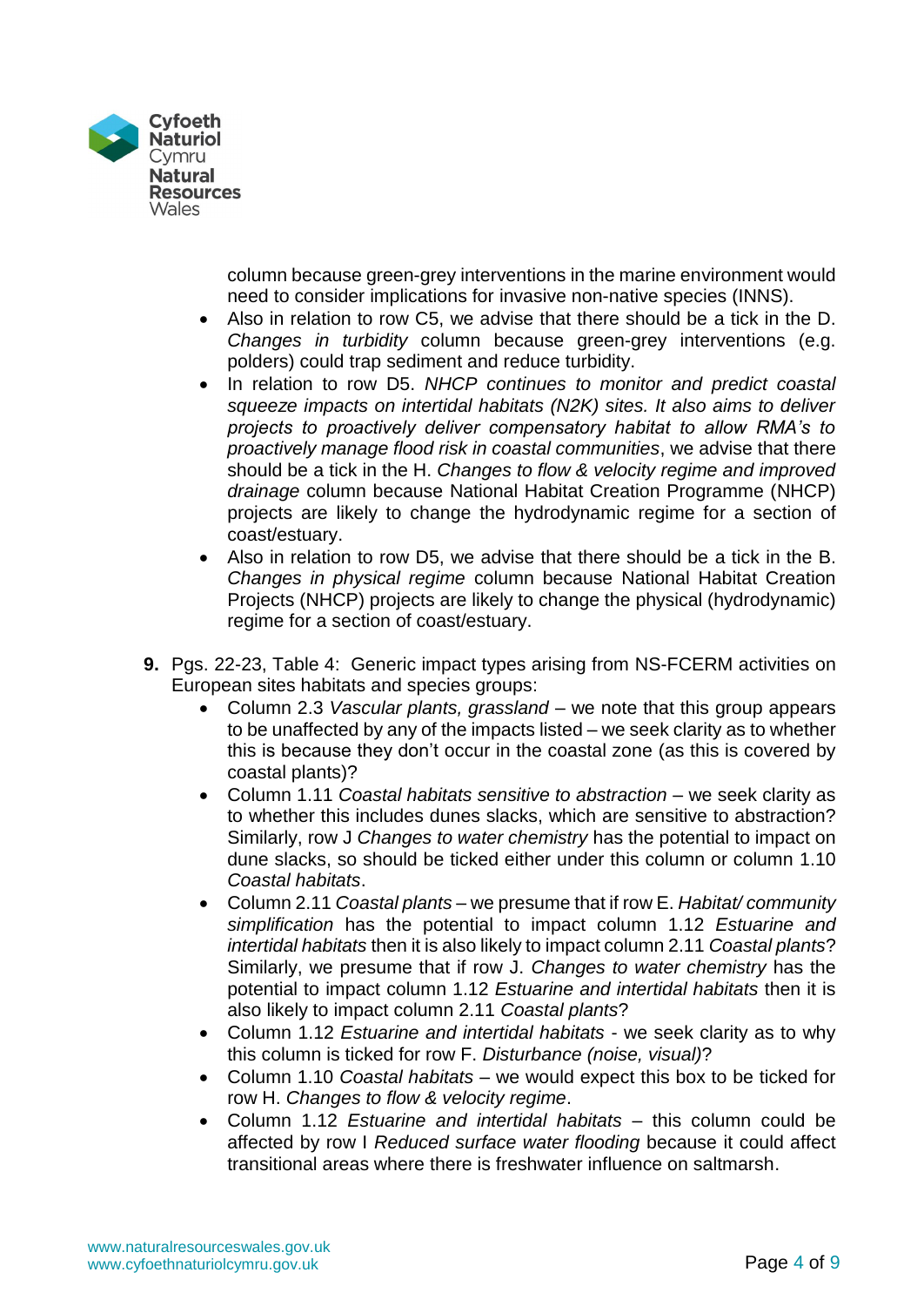column because green-grey interventions in the marine environment would need to consider implications for invasive non-native species (INNS).

- Also in relation to row C5, we advise that there should be a tick in the D. *Changes in turbidity* column because green-grey interventions (e.g. polders) could trap sediment and reduce turbidity.
- In relation to row D5. *NHCP continues to monitor and predict coastal squeeze impacts on intertidal habitats (N2K) sites. It also aims to deliver projects to proactively deliver compensatory habitat to allow RMA's to proactively manage flood risk in coastal communities*, we advise that there should be a tick in the H. *Changes to flow & velocity regime and improved drainage* column because National Habitat Creation Programme (NHCP) projects are likely to change the hydrodynamic regime for a section of coast/estuary.
- Also in relation to row D5, we advise that there should be a tick in the B. *Changes in physical regime* column because National Habitat Creation Projects (NHCP) projects are likely to change the physical (hydrodynamic) regime for a section of coast/estuary.

9. Pgs. 22-23, Table 4: Generic impact types arising from NS-FCERM activities on European sites habitats and species groups:
   - Column 2.3 *Vascular plants, grassland* – we note that this group appears to be unaffected by any of the impacts listed – we seek clarity as to whether this is because they don't occur in the coastal zone (as this is covered by coastal plants)?
   - Column 1.11 *Coastal habitats sensitive to abstraction* – we seek clarity as to whether this includes dunes slacks, which are sensitive to abstraction? Similarly, row J *Changes to water chemistry* has the potential to impact on dune slacks, so should be ticked either under this column or column 1.10 *Coastal habitats*.
   - Column 2.11 *Coastal plants* – we presume that if row E. *Habitat/ community simplification* has the potential to impact column 1.12 *Estuarine and intertidal habitats* then it is also likely to impact column 2.11 *Coastal plants*? Similarly, we presume that if row J. *Changes to water chemistry* has the potential to impact column 1.12 *Estuarine and intertidal habitats* then it is also likely to impact column 2.11 *Coastal plants*?
   - Column 1.12 *Estuarine and intertidal habitats* - we seek clarity as to why this column is ticked for row F. *Disturbance (noise, visual)*?
   - Column 1.10 *Coastal habitats* – we would expect this box to be ticked for row H. *Changes to flow & velocity regime*.
   - Column 1.12 *Estuarine and intertidal habitats* – this column could be affected by row I *Reduced surface water flooding* because it could affect transitional areas where there is freshwater influence on saltmarsh.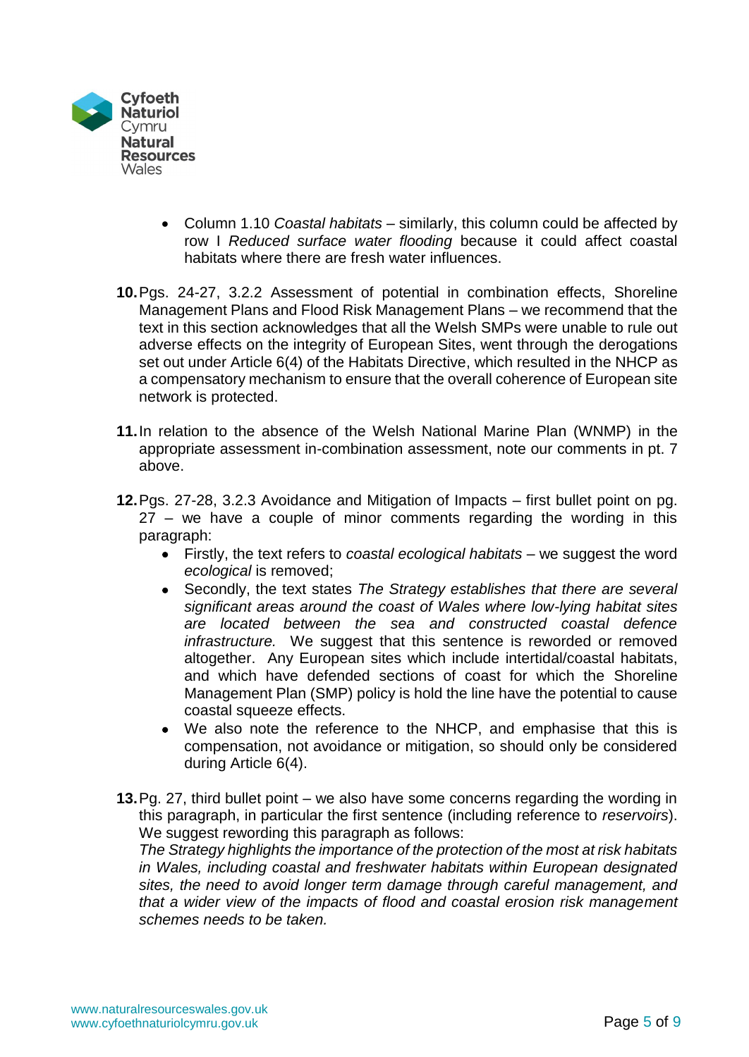- Column 1.10 *Coastal habitats* – similarly, this column could be affected by row I *Reduced surface water flooding* because it could affect coastal habitats where there are fresh water influences.

10. Pgs. 24-27, 3.2.2 Assessment of potential in combination effects, Shoreline Management Plans and Flood Risk Management Plans – we recommend that the text in this section acknowledges that all the Welsh SMPs were unable to rule out adverse effects on the integrity of European Sites, went through the derogations set out under Article 6(4) of the Habitats Directive, which resulted in the NHCP as a compensatory mechanism to ensure that the overall coherence of European site network is protected.

11. In relation to the absence of the Welsh National Marine Plan (WNMP) in the appropriate assessment in-combination assessment, note our comments in pt. 7 above.

12. Pgs. 27-28, 3.2.3 Avoidance and Mitigation of Impacts – first bullet point on pg. 27 – we have a couple of minor comments regarding the wording in this paragraph:
    - Firstly, the text refers to *coastal ecological habitats* – we suggest the word *ecological* is removed;
    - Secondly, the text states *The Strategy establishes that there are several significant areas around the coast of Wales where low-lying habitat sites are located between the sea and constructed coastal defence infrastructure.* We suggest that this sentence is reworded or removed altogether. Any European sites which include intertidal/coastal habitats, and which have defended sections of coast for which the Shoreline Management Plan (SMP) policy is hold the line have the potential to cause coastal squeeze effects.
    - We also note the reference to the NHCP, and emphasise that this is compensation, not avoidance or mitigation, so should only be considered during Article 6(4).

13. Pg. 27, third bullet point – we also have some concerns regarding the wording in this paragraph, in particular the first sentence (including reference to *reservoirs*). We suggest rewording this paragraph as follows:
    *The Strategy highlights the importance of the protection of the most at risk habitats in Wales, including coastal and freshwater habitats within European designated sites, the need to avoid longer term damage through careful management, and that a wider view of the impacts of flood and coastal erosion risk management schemes needs to be taken.*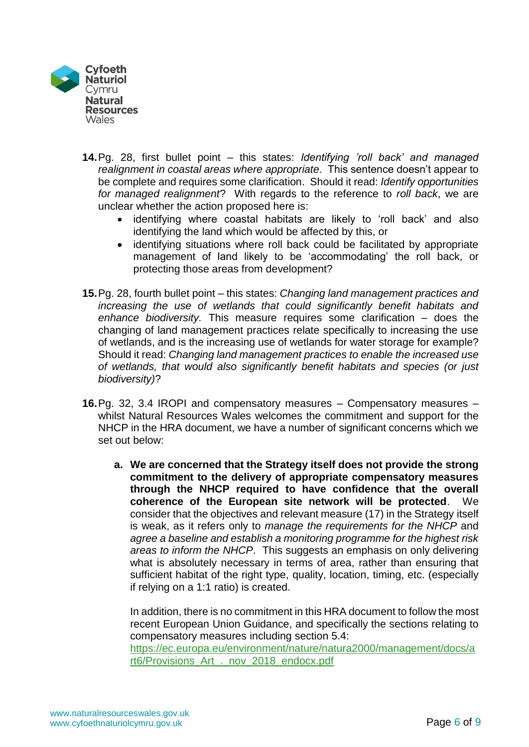14. Pg. 28, first bullet point – this states: *Identifying 'roll back' and managed realignment in coastal areas where appropriate*. This sentence doesn't appear to be complete and requires some clarification. Should it read: *Identify opportunities for managed realignment*? With regards to the reference to *roll back*, we are unclear whether the action proposed here is:
    - identifying where coastal habitats are likely to 'roll back' and also identifying the land which would be affected by this, or
    - identifying situations where roll back could be facilitated by appropriate management of land likely to be 'accommodating' the roll back, or protecting those areas from development?

15. Pg. 28, fourth bullet point – this states: *Changing land management practices and increasing the use of wetlands that could significantly benefit habitats and enhance biodiversity.* This measure requires some clarification – does the changing of land management practices relate specifically to increasing the use of wetlands, and is the increasing use of wetlands for water storage for example? Should it read: *Changing land management practices to enable the increased use of wetlands, that would also significantly benefit habitats and species (or just biodiversity)*?

16. Pg. 32, 3.4 IROPI and compensatory measures – Compensatory measures – whilst Natural Resources Wales welcomes the commitment and support for the NHCP in the HRA document, we have a number of significant concerns which we set out below:

    a. **We are concerned that the Strategy itself does not provide the strong commitment to the delivery of appropriate compensatory measures through the NHCP required to have confidence that the overall coherence of the European site network will be protected**. We consider that the objectives and relevant measure (17) in the Strategy itself is weak, as it refers only to *manage the requirements for the NHCP* and *agree a baseline and establish a monitoring programme for the highest risk areas to inform the NHCP*. This suggests an emphasis on only delivering what is absolutely necessary in terms of area, rather than ensuring that sufficient habitat of the right type, quality, location, timing, etc. (especially if relying on a 1:1 ratio) is created.

       In addition, there is no commitment in this HRA document to follow the most recent European Union Guidance, and specifically the sections relating to compensatory measures including section 5.4: https://ec.europa.eu/environment/nature/natura2000/management/docs/art6/Provisions_Art_._nov_2018_endocx.pdf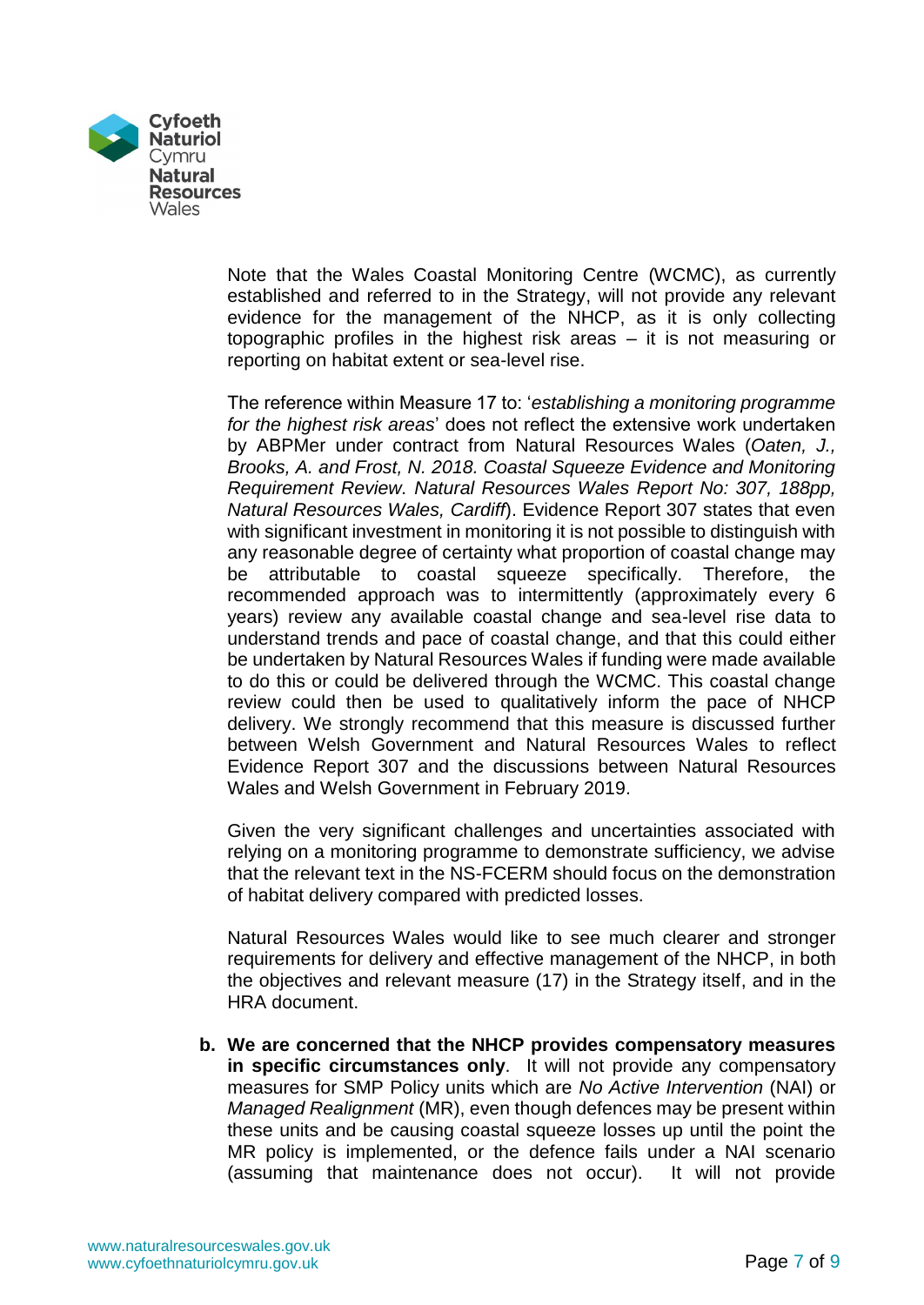Note that the Wales Coastal Monitoring Centre (WCMC), as currently established and referred to in the Strategy, will not provide any relevant evidence for the management of the NHCP, as it is only collecting topographic profiles in the highest risk areas – it is not measuring or reporting on habitat extent or sea-level rise.

The reference within Measure 17 to: '*establishing a monitoring programme for the highest risk areas*' does not reflect the extensive work undertaken by ABPMer under contract from Natural Resources Wales (*Oaten, J., Brooks, A. and Frost, N. 2018. Coastal Squeeze Evidence and Monitoring Requirement Review. Natural Resources Wales Report No: 307, 188pp, Natural Resources Wales, Cardiff*). Evidence Report 307 states that even with significant investment in monitoring it is not possible to distinguish with any reasonable degree of certainty what proportion of coastal change may be attributable to coastal squeeze specifically. Therefore, the recommended approach was to intermittently (approximately every 6 years) review any available coastal change and sea-level rise data to understand trends and pace of coastal change, and that this could either be undertaken by Natural Resources Wales if funding were made available to do this or could be delivered through the WCMC. This coastal change review could then be used to qualitatively inform the pace of NHCP delivery. We strongly recommend that this measure is discussed further between Welsh Government and Natural Resources Wales to reflect Evidence Report 307 and the discussions between Natural Resources Wales and Welsh Government in February 2019.

Given the very significant challenges and uncertainties associated with relying on a monitoring programme to demonstrate sufficiency, we advise that the relevant text in the NS-FCERM should focus on the demonstration of habitat delivery compared with predicted losses.

Natural Resources Wales would like to see much clearer and stronger requirements for delivery and effective management of the NHCP, in both the objectives and relevant measure (17) in the Strategy itself, and in the HRA document.

b. **We are concerned that the NHCP provides compensatory measures in specific circumstances only**. It will not provide any compensatory measures for SMP Policy units which are *No Active Intervention* (NAI) or *Managed Realignment* (MR), even though defences may be present within these units and be causing coastal squeeze losses up until the point the MR policy is implemented, or the defence fails under a NAI scenario (assuming that maintenance does not occur). It will not provide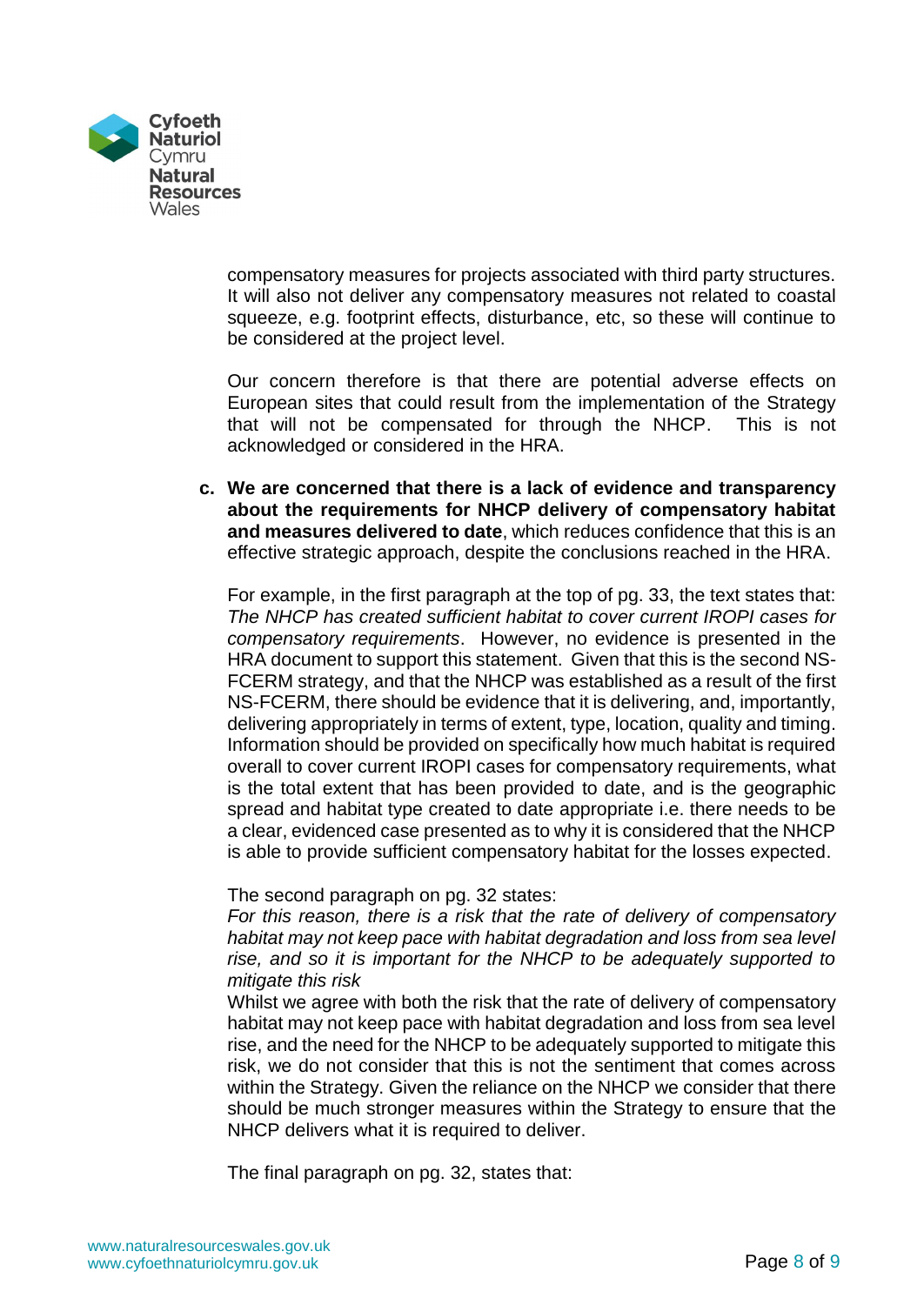compensatory measures for projects associated with third party structures. It will also not deliver any compensatory measures not related to coastal squeeze, e.g. footprint effects, disturbance, etc, so these will continue to be considered at the project level.

Our concern therefore is that there are potential adverse effects on European sites that could result from the implementation of the Strategy that will not be compensated for through the NHCP. This is not acknowledged or considered in the HRA.

c. **We are concerned that there is a lack of evidence and transparency about the requirements for NHCP delivery of compensatory habitat and measures delivered to date**, which reduces confidence that this is an effective strategic approach, despite the conclusions reached in the HRA.

For example, in the first paragraph at the top of pg. 33, the text states that: *The NHCP has created sufficient habitat to cover current IROPI cases for compensatory requirements*. However, no evidence is presented in the HRA document to support this statement. Given that this is the second NS-FCERM strategy, and that the NHCP was established as a result of the first NS-FCERM, there should be evidence that it is delivering, and, importantly, delivering appropriately in terms of extent, type, location, quality and timing. Information should be provided on specifically how much habitat is required overall to cover current IROPI cases for compensatory requirements, what is the total extent that has been provided to date, and is the geographic spread and habitat type created to date appropriate i.e. there needs to be a clear, evidenced case presented as to why it is considered that the NHCP is able to provide sufficient compensatory habitat for the losses expected.

The second paragraph on pg. 32 states:
*For this reason, there is a risk that the rate of delivery of compensatory habitat may not keep pace with habitat degradation and loss from sea level rise, and so it is important for the NHCP to be adequately supported to mitigate this risk*
Whilst we agree with both the risk that the rate of delivery of compensatory habitat may not keep pace with habitat degradation and loss from sea level rise, and the need for the NHCP to be adequately supported to mitigate this risk, we do not consider that this is not the sentiment that comes across within the Strategy. Given the reliance on the NHCP we consider that there should be much stronger measures within the Strategy to ensure that the NHCP delivers what it is required to deliver.

The final paragraph on pg. 32, states that: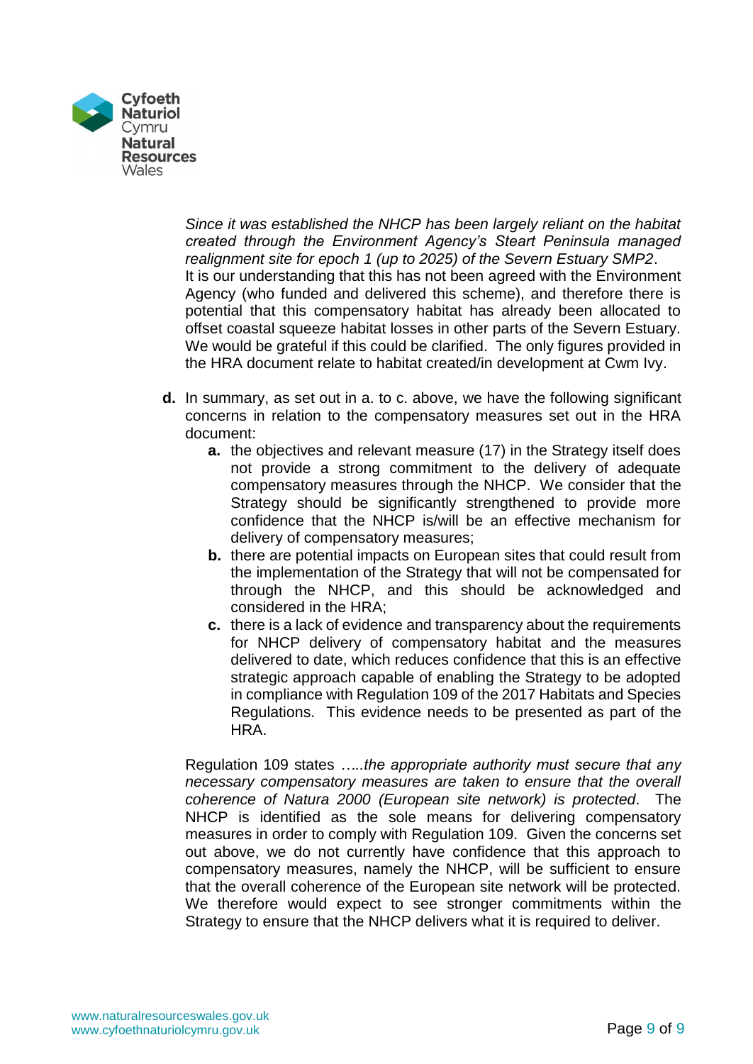*Since it was established the NHCP has been largely reliant on the habitat created through the Environment Agency's Steart Peninsula managed realignment site for epoch 1 (up to 2025) of the Severn Estuary SMP2*. It is our understanding that this has not been agreed with the Environment Agency (who funded and delivered this scheme), and therefore there is potential that this compensatory habitat has already been allocated to offset coastal squeeze habitat losses in other parts of the Severn Estuary. We would be grateful if this could be clarified. The only figures provided in the HRA document relate to habitat created/in development at Cwm Ivy.

**d.** In summary, as set out in a. to c. above, we have the following significant concerns in relation to the compensatory measures set out in the HRA document:

   **a.** the objectives and relevant measure (17) in the Strategy itself does not provide a strong commitment to the delivery of adequate compensatory measures through the NHCP. We consider that the Strategy should be significantly strengthened to provide more confidence that the NHCP is/will be an effective mechanism for delivery of compensatory measures;

   **b.** there are potential impacts on European sites that could result from the implementation of the Strategy that will not be compensated for through the NHCP, and this should be acknowledged and considered in the HRA;

   **c.** there is a lack of evidence and transparency about the requirements for NHCP delivery of compensatory habitat and the measures delivered to date, which reduces confidence that this is an effective strategic approach capable of enabling the Strategy to be adopted in compliance with Regulation 109 of the 2017 Habitats and Species Regulations. This evidence needs to be presented as part of the HRA.

Regulation 109 states *…..the appropriate authority must secure that any necessary compensatory measures are taken to ensure that the overall coherence of Natura 2000 (European site network) is protected*. The NHCP is identified as the sole means for delivering compensatory measures in order to comply with Regulation 109. Given the concerns set out above, we do not currently have confidence that this approach to compensatory measures, namely the NHCP, will be sufficient to ensure that the overall coherence of the European site network will be protected. We therefore would expect to see stronger commitments within the Strategy to ensure that the NHCP delivers what it is required to deliver.